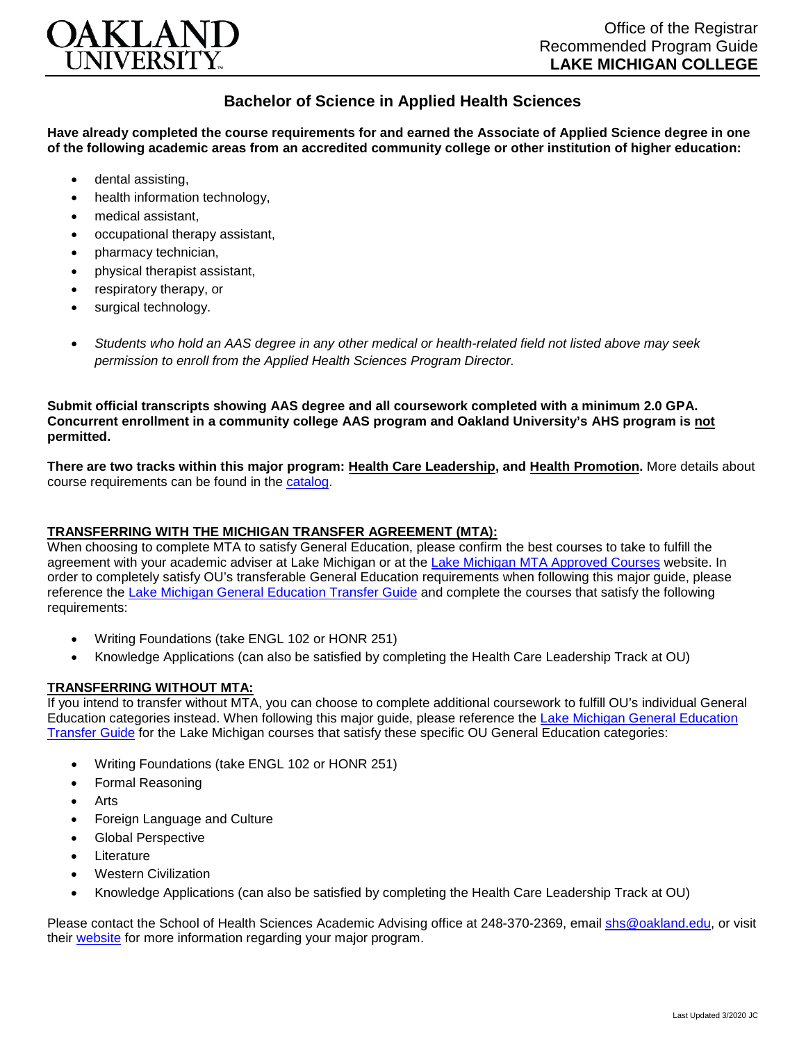OAKLAND UNIVERSITY

Office of the Registrar
Recommended Program Guide
**LAKE MICHIGAN COLLEGE**

# Bachelor of Science in Applied Health Sciences

**Have already completed the course requirements for and earned the Associate of Applied Science degree in one of the following academic areas from an accredited community college or other institution of higher education:**

- dental assisting,
- health information technology,
- medical assistant,
- occupational therapy assistant,
- pharmacy technician,
- physical therapist assistant,
- respiratory therapy, or
- surgical technology.
- *Students who hold an AAS degree in any other medical or health-related field not listed above may seek permission to enroll from the Applied Health Sciences Program Director.*

**Submit official transcripts showing AAS degree and all coursework completed with a minimum 2.0 GPA. Concurrent enrollment in a community college AAS program and Oakland University's AHS program is not permitted.**

**There are two tracks within this major program: Health Care Leadership, and Health Promotion.** More details about course requirements can be found in the catalog.

## TRANSFERRING WITH THE MICHIGAN TRANSFER AGREEMENT (MTA):

When choosing to complete MTA to satisfy General Education, please confirm the best courses to take to fulfill the agreement with your academic adviser at Lake Michigan or at the Lake Michigan MTA Approved Courses website. In order to completely satisfy OU's transferable General Education requirements when following this major guide, please reference the Lake Michigan General Education Transfer Guide and complete the courses that satisfy the following requirements:

- Writing Foundations (take ENGL 102 or HONR 251)
- Knowledge Applications (can also be satisfied by completing the Health Care Leadership Track at OU)

## TRANSFERRING WITHOUT MTA:

If you intend to transfer without MTA, you can choose to complete additional coursework to fulfill OU's individual General Education categories instead. When following this major guide, please reference the Lake Michigan General Education Transfer Guide for the Lake Michigan courses that satisfy these specific OU General Education categories:

- Writing Foundations (take ENGL 102 or HONR 251)
- Formal Reasoning
- Arts
- Foreign Language and Culture
- Global Perspective
- Literature
- Western Civilization
- Knowledge Applications (can also be satisfied by completing the Health Care Leadership Track at OU)

Please contact the School of Health Sciences Academic Advising office at 248-370-2369, email shs@oakland.edu, or visit their website for more information regarding your major program.

Last Updated 3/2020 JC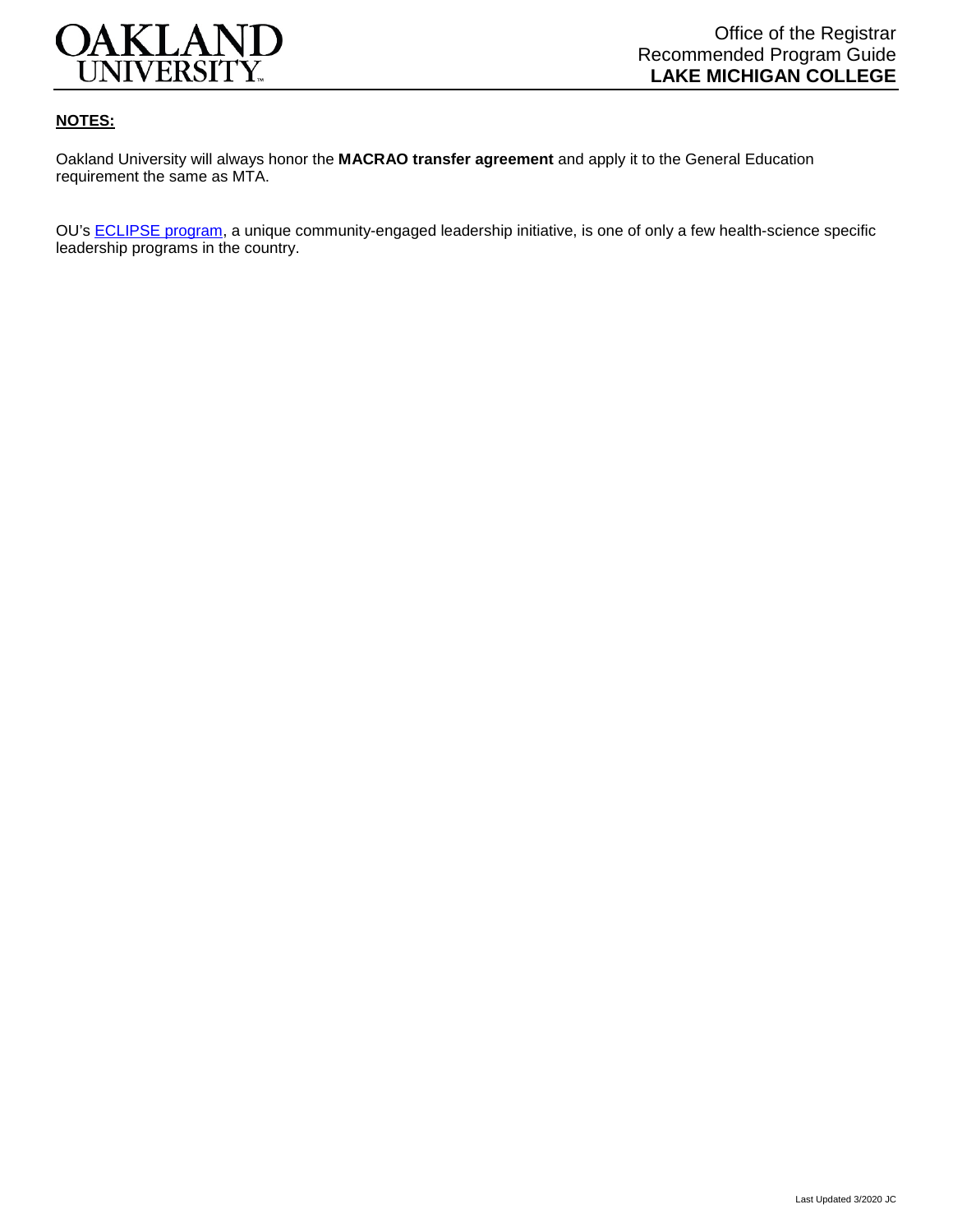**NOTES:**

Oakland University will always honor the **MACRAO transfer agreement** and apply it to the General Education requirement the same as MTA.

OU's ECLIPSE program, a unique community-engaged leadership initiative, is one of only a few health-science specific leadership programs in the country.